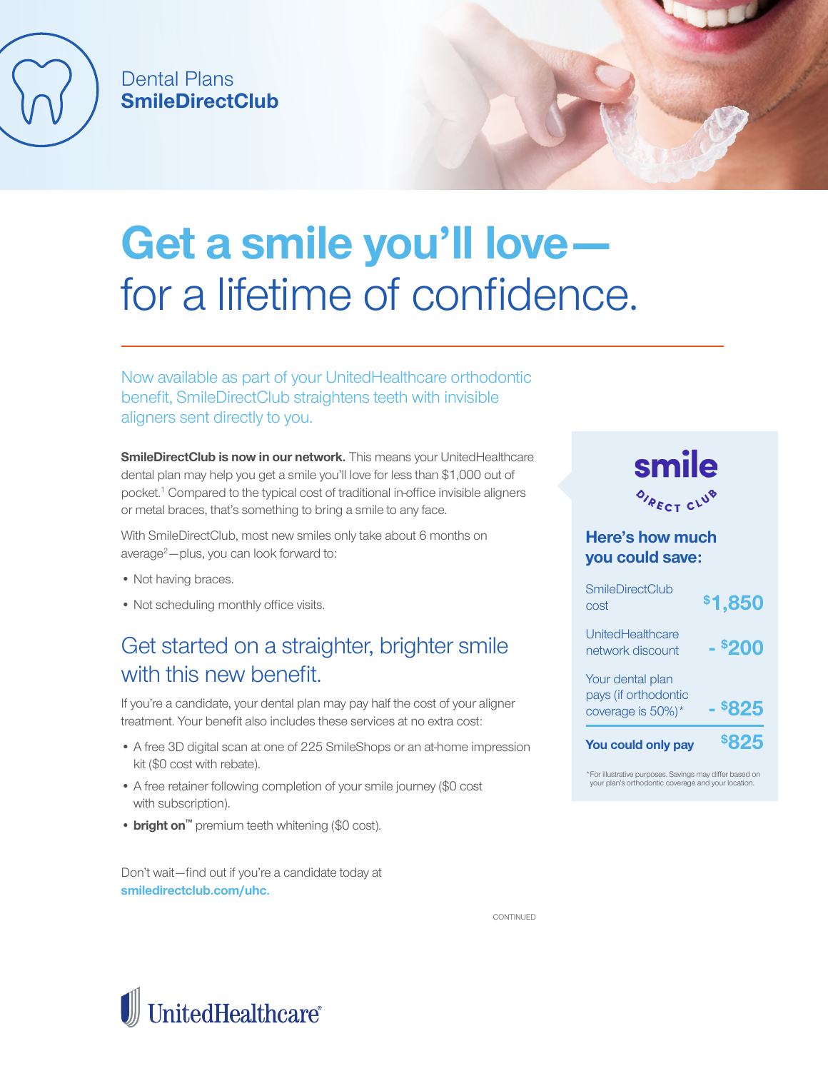Dental Plans
**SmileDirectClub**

# Get a smile you'll love— for a lifetime of confidence.

Now available as part of your UnitedHealthcare orthodontic benefit, SmileDirectClub straightens teeth with invisible aligners sent directly to you.

**SmileDirectClub is now in our network.** This means your UnitedHealthcare dental plan may help you get a smile you'll love for less than $1,000 out of pocket.[1] Compared to the typical cost of traditional in-office invisible aligners or metal braces, that's something to bring a smile to any face.

With SmileDirectClub, most new smiles only take about 6 months on average[2]—plus, you can look forward to:

- Not having braces.
- Not scheduling monthly office visits.

## Get started on a straighter, brighter smile with this new benefit.

If you're a candidate, your dental plan may pay half the cost of your aligner treatment. Your benefit also includes these services at no extra cost:

- A free 3D digital scan at one of 225 SmileShops or an at-home impression kit ($0 cost with rebate).
- A free retainer following completion of your smile journey ($0 cost with subscription).
- **bright on™** premium teeth whitening ($0 cost).

Don't wait—find out if you're a candidate today at **smiledirectclub.com/uhc.**

smile DIRECT CLUB

### Here's how much you could save:

| | |
|---|---|
| SmileDirectClub cost | $1,850 |
| UnitedHealthcare network discount | - $200 |
| Your dental plan pays (if orthodontic coverage is 50%)* | - $825 |
| **You could only pay** | **$825** |

*For illustrative purposes. Savings may differ based on your plan's orthodontic coverage and your location.

CONTINUED

UnitedHealthcare®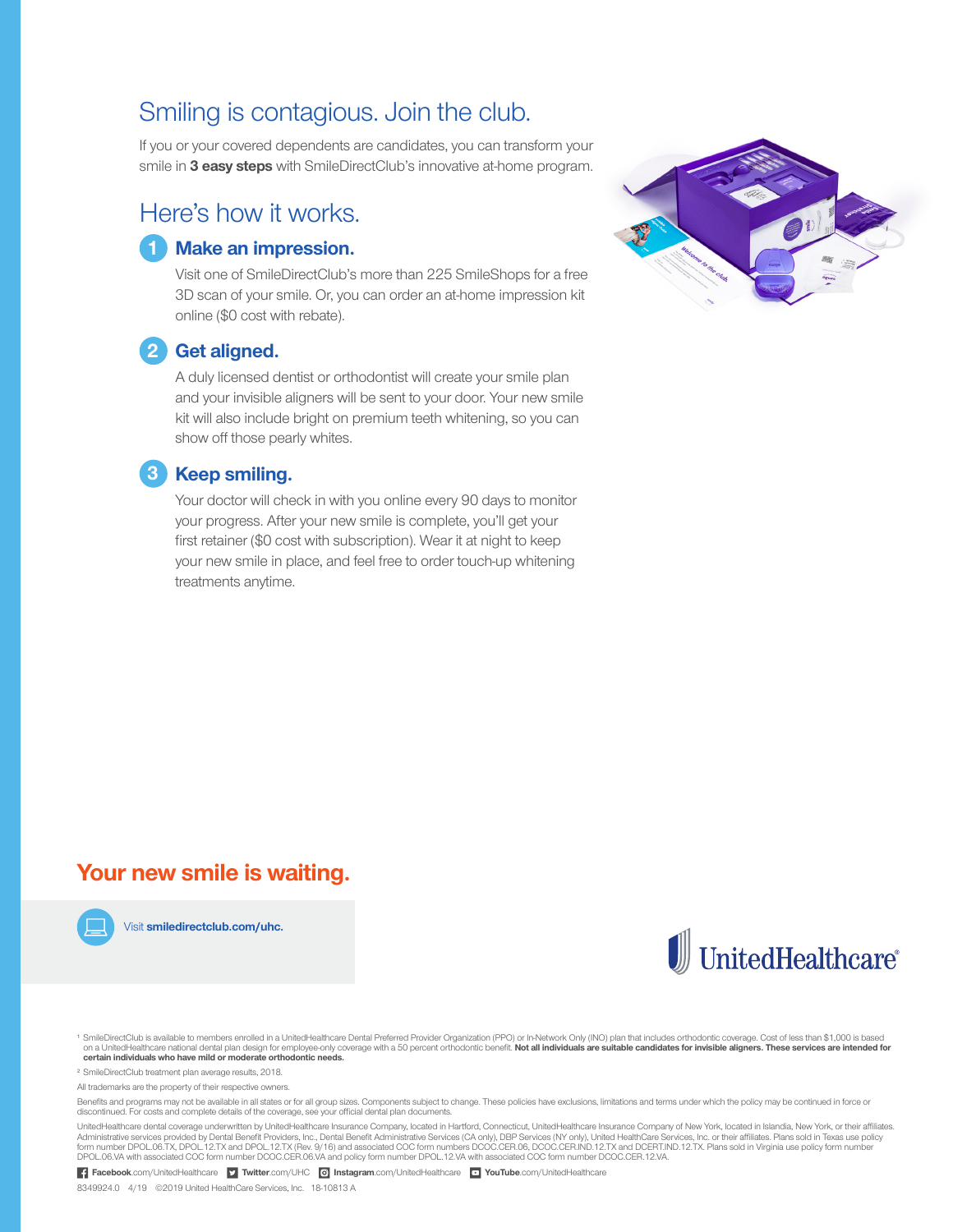## Smiling is contagious. Join the club.

If you or your covered dependents are candidates, you can transform your smile in **3 easy steps** with SmileDirectClub's innovative at-home program.

## Here's how it works.

### 1 Make an impression.

Visit one of SmileDirectClub's more than 225 SmileShops for a free 3D scan of your smile. Or, you can order an at-home impression kit online ($0 cost with rebate).

### 2 Get aligned.

A duly licensed dentist or orthodontist will create your smile plan and your invisible aligners will be sent to your door. Your new smile kit will also include bright on premium teeth whitening, so you can show off those pearly whites.

### 3 Keep smiling.

Your doctor will check in with you online every 90 days to monitor your progress. After your new smile is complete, you'll get your first retainer ($0 cost with subscription). Wear it at night to keep your new smile in place, and feel free to order touch-up whitening treatments anytime.

## Your new smile is waiting.

Visit **smiledirectclub.com/uhc.**

UnitedHealthcare®

[1] SmileDirectClub is available to members enrolled in a UnitedHealthcare Dental Preferred Provider Organization (PPO) or In-Network Only (INO) plan that includes orthodontic coverage. Cost of less than $1,000 is based on a UnitedHealthcare national dental plan design for employee-only coverage with a 50 percent orthodontic benefit. **Not all individuals are suitable candidates for invisible aligners. These services are intended for certain individuals who have mild or moderate orthodontic needs.**

[2] SmileDirectClub treatment plan average results, 2018.

All trademarks are the property of their respective owners.

Benefits and programs may not be available in all states or for all group sizes. Components subject to change. These policies have exclusions, limitations and terms under which the policy may be continued in force or discontinued. For costs and complete details of the coverage, see your official dental plan documents.

UnitedHealthcare dental coverage underwritten by UnitedHealthcare Insurance Company, located in Hartford, Connecticut, UnitedHealthcare Insurance Company of New York, located in Islandia, New York, or their affiliates. Administrative services provided by Dental Benefit Providers, Inc., Dental Benefit Administrative Services (CA only), DBP Services (NY only), United HealthCare Services, Inc. or their affiliates. Plans sold in Texas use policy form number DPOL.06.TX, DPOL.12.TX and DPOL.12.TX (Rev. 9/16) and associated COC form numbers DCOC.CER.06, DCOC.CER.IND.12.TX and DCERT.IND.12.TX. Plans sold in Virginia use policy form number DPOL.06.VA with associated COC form number DCOC.CER.06.VA and policy form number DPOL.12.VA with associated COC form number DCOC.CER.12.VA.

**Facebook**.com/UnitedHealthcare **Twitter**.com/UHC **Instagram**.com/UnitedHealthcare **YouTube**.com/UnitedHealthcare

8349924.0 4/19 ©2019 United HealthCare Services, Inc. 18-10813 A